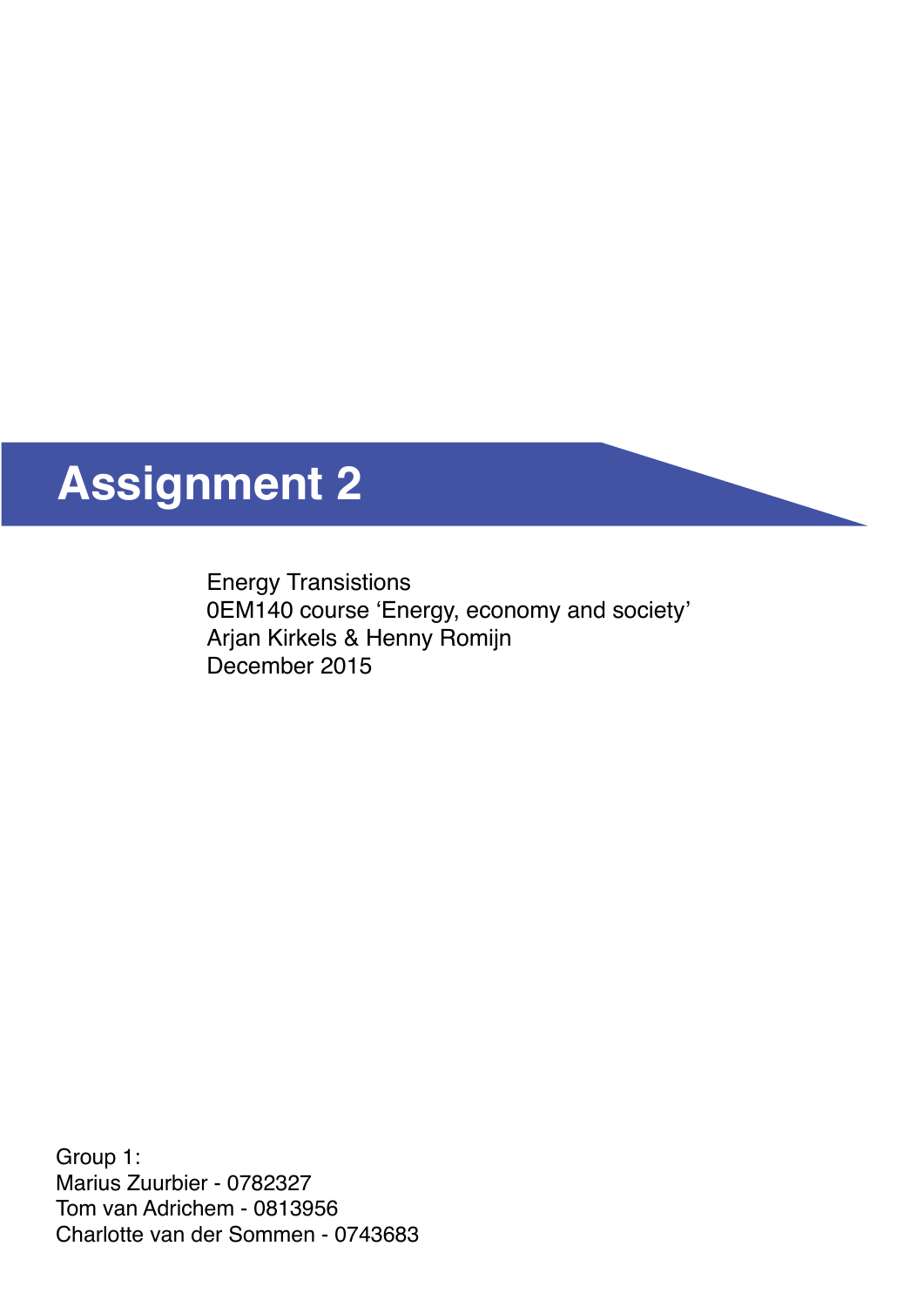# Assignment 2

Energy Transistions
0EM140 course ‘Energy, economy and society’
Arjan Kirkels & Henny Romijn
December 2015

Group 1:
Marius Zuurbier - 0782327
Tom van Adrichem - 0813956
Charlotte van der Sommen - 0743683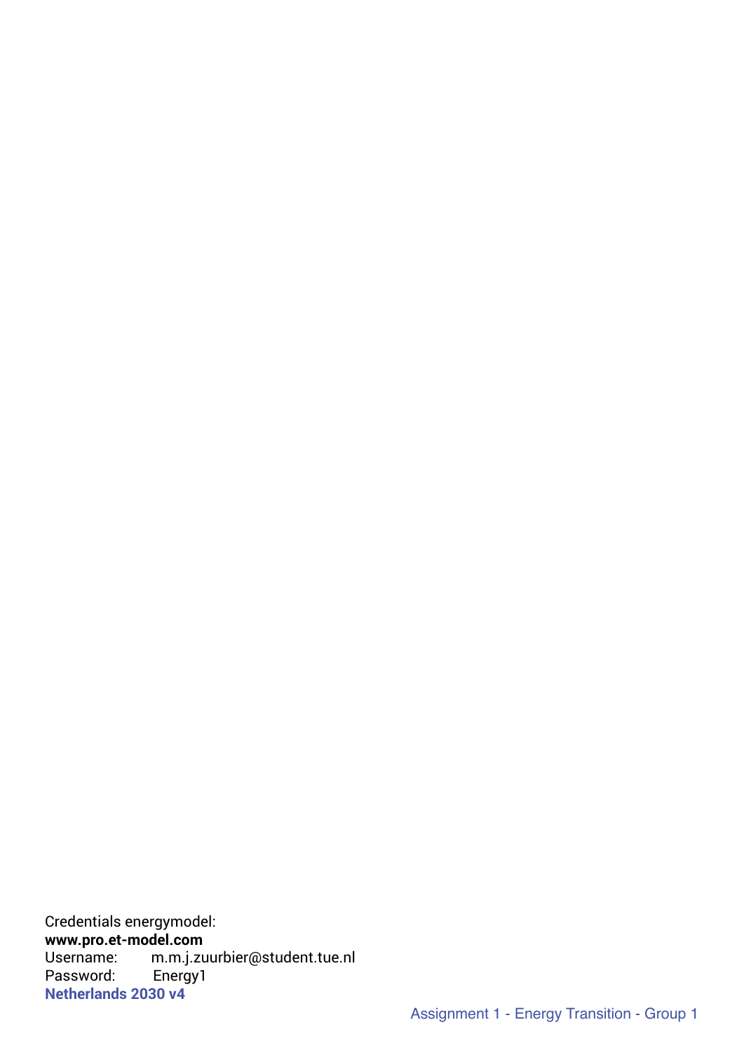Credentials energymodel:
**www.pro.et-model.com**
Username: m.m.j.zuurbier@student.tue.nl
Password: Energy1
**Netherlands 2030 v4**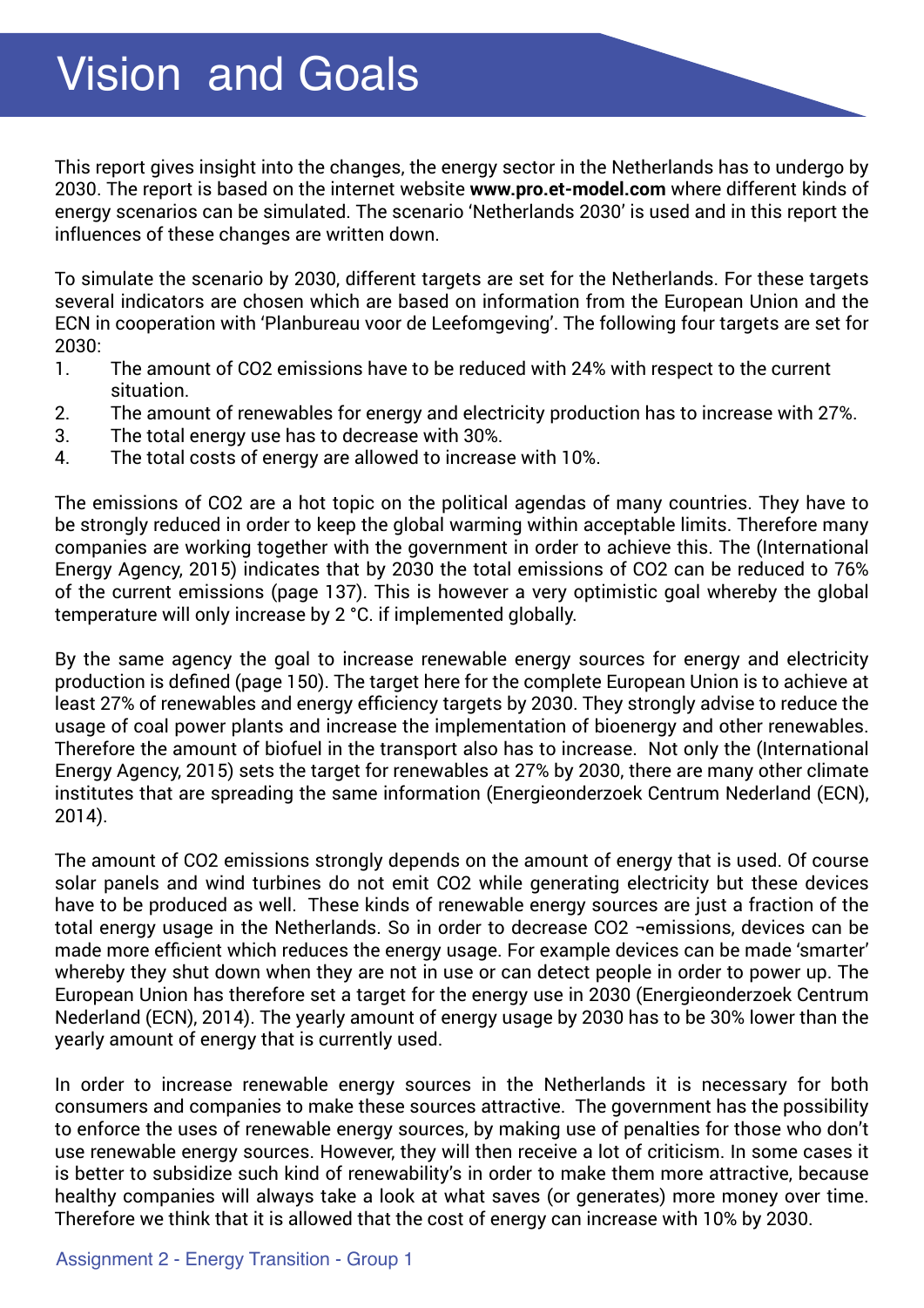# Vision and Goals

This report gives insight into the changes, the energy sector in the Netherlands has to undergo by 2030. The report is based on the internet website **www.pro.et-model.com** where different kinds of energy scenarios can be simulated. The scenario 'Netherlands 2030' is used and in this report the influences of these changes are written down.

To simulate the scenario by 2030, different targets are set for the Netherlands. For these targets several indicators are chosen which are based on information from the European Union and the ECN in cooperation with 'Planbureau voor de Leefomgeving'. The following four targets are set for 2030:

1. The amount of CO2 emissions have to be reduced with 24% with respect to the current situation.
2. The amount of renewables for energy and electricity production has to increase with 27%.
3. The total energy use has to decrease with 30%.
4. The total costs of energy are allowed to increase with 10%.

The emissions of CO2 are a hot topic on the political agendas of many countries. They have to be strongly reduced in order to keep the global warming within acceptable limits. Therefore many companies are working together with the government in order to achieve this. The (International Energy Agency, 2015) indicates that by 2030 the total emissions of CO2 can be reduced to 76% of the current emissions (page 137). This is however a very optimistic goal whereby the global temperature will only increase by 2 °C. if implemented globally.

By the same agency the goal to increase renewable energy sources for energy and electricity production is defined (page 150). The target here for the complete European Union is to achieve at least 27% of renewables and energy efficiency targets by 2030. They strongly advise to reduce the usage of coal power plants and increase the implementation of bioenergy and other renewables. Therefore the amount of biofuel in the transport also has to increase. Not only the (International Energy Agency, 2015) sets the target for renewables at 27% by 2030, there are many other climate institutes that are spreading the same information (Energieonderzoek Centrum Nederland (ECN), 2014).

The amount of CO2 emissions strongly depends on the amount of energy that is used. Of course solar panels and wind turbines do not emit CO2 while generating electricity but these devices have to be produced as well. These kinds of renewable energy sources are just a fraction of the total energy usage in the Netherlands. So in order to decrease CO2 ¬emissions, devices can be made more efficient which reduces the energy usage. For example devices can be made 'smarter' whereby they shut down when they are not in use or can detect people in order to power up. The European Union has therefore set a target for the energy use in 2030 (Energieonderzoek Centrum Nederland (ECN), 2014). The yearly amount of energy usage by 2030 has to be 30% lower than the yearly amount of energy that is currently used.

In order to increase renewable energy sources in the Netherlands it is necessary for both consumers and companies to make these sources attractive. The government has the possibility to enforce the uses of renewable energy sources, by making use of penalties for those who don't use renewable energy sources. However, they will then receive a lot of criticism. In some cases it is better to subsidize such kind of renewability's in order to make them more attractive, because healthy companies will always take a look at what saves (or generates) more money over time. Therefore we think that it is allowed that the cost of energy can increase with 10% by 2030.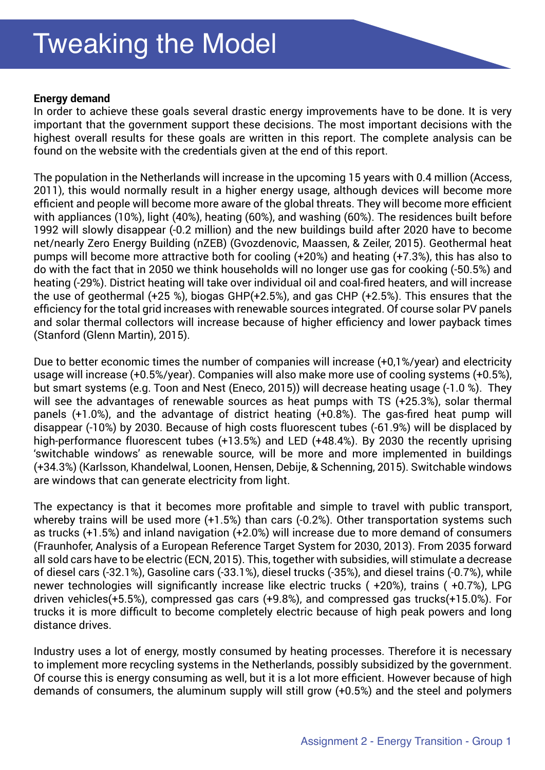# Tweaking the Model

**Energy demand**

In order to achieve these goals several drastic energy improvements have to be done. It is very important that the government support these decisions. The most important decisions with the highest overall results for these goals are written in this report. The complete analysis can be found on the website with the credentials given at the end of this report.

The population in the Netherlands will increase in the upcoming 15 years with 0.4 million (Access, 2011), this would normally result in a higher energy usage, although devices will become more efficient and people will become more aware of the global threats. They will become more efficient with appliances (10%), light (40%), heating (60%), and washing (60%). The residences built before 1992 will slowly disappear (-0.2 million) and the new buildings build after 2020 have to become net/nearly Zero Energy Building (nZEB) (Gvozdenovic, Maassen, & Zeiler, 2015). Geothermal heat pumps will become more attractive both for cooling (+20%) and heating (+7.3%), this has also to do with the fact that in 2050 we think households will no longer use gas for cooking (-50.5%) and heating (-29%). District heating will take over individual oil and coal-fired heaters, and will increase the use of geothermal (+25 %), biogas GHP(+2.5%), and gas CHP (+2.5%). This ensures that the efficiency for the total grid increases with renewable sources integrated. Of course solar PV panels and solar thermal collectors will increase because of higher efficiency and lower payback times (Stanford (Glenn Martin), 2015).

Due to better economic times the number of companies will increase (+0,1%/year) and electricity usage will increase (+0.5%/year). Companies will also make more use of cooling systems (+0.5%), but smart systems (e.g. Toon and Nest (Eneco, 2015)) will decrease heating usage (-1.0 %). They will see the advantages of renewable sources as heat pumps with TS (+25.3%), solar thermal panels (+1.0%), and the advantage of district heating (+0.8%). The gas-fired heat pump will disappear (-10%) by 2030. Because of high costs fluorescent tubes (-61.9%) will be displaced by high-performance fluorescent tubes (+13.5%) and LED (+48.4%). By 2030 the recently uprising 'switchable windows' as renewable source, will be more and more implemented in buildings (+34.3%) (Karlsson, Khandelwal, Loonen, Hensen, Debije, & Schenning, 2015). Switchable windows are windows that can generate electricity from light.

The expectancy is that it becomes more profitable and simple to travel with public transport, whereby trains will be used more (+1.5%) than cars (-0.2%). Other transportation systems such as trucks (+1.5%) and inland navigation (+2.0%) will increase due to more demand of consumers (Fraunhofer, Analysis of a European Reference Target System for 2030, 2013). From 2035 forward all sold cars have to be electric (ECN, 2015). This, together with subsidies, will stimulate a decrease of diesel cars (-32.1%), Gasoline cars (-33.1%), diesel trucks (-35%), and diesel trains (-0.7%), while newer technologies will significantly increase like electric trucks ( +20%), trains ( +0.7%), LPG driven vehicles(+5.5%), compressed gas cars (+9.8%), and compressed gas trucks(+15.0%). For trucks it is more difficult to become completely electric because of high peak powers and long distance drives.

Industry uses a lot of energy, mostly consumed by heating processes. Therefore it is necessary to implement more recycling systems in the Netherlands, possibly subsidized by the government. Of course this is energy consuming as well, but it is a lot more efficient. However because of high demands of consumers, the aluminum supply will still grow (+0.5%) and the steel and polymers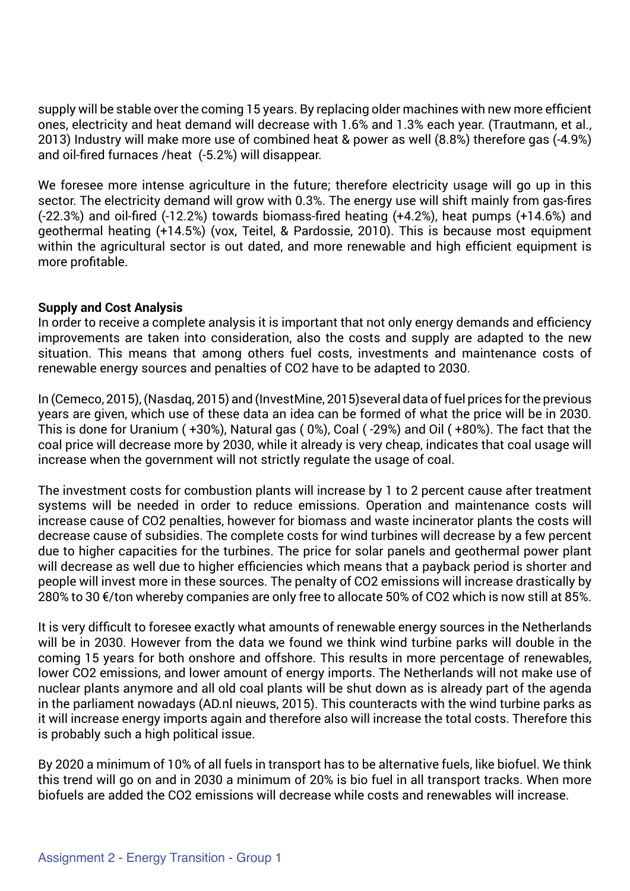supply will be stable over the coming 15 years. By replacing older machines with new more efficient ones, electricity and heat demand will decrease with 1.6% and 1.3% each year. (Trautmann, et al., 2013) Industry will make more use of combined heat & power as well (8.8%) therefore gas (-4.9%) and oil-fired furnaces /heat (-5.2%) will disappear.

We foresee more intense agriculture in the future; therefore electricity usage will go up in this sector. The electricity demand will grow with 0.3%. The energy use will shift mainly from gas-fires (-22.3%) and oil-fired (-12.2%) towards biomass-fired heating (+4.2%), heat pumps (+14.6%) and geothermal heating (+14.5%) (vox, Teitel, & Pardossie, 2010). This is because most equipment within the agricultural sector is out dated, and more renewable and high efficient equipment is more profitable.

**Supply and Cost Analysis**

In order to receive a complete analysis it is important that not only energy demands and efficiency improvements are taken into consideration, also the costs and supply are adapted to the new situation. This means that among others fuel costs, investments and maintenance costs of renewable energy sources and penalties of CO2 have to be adapted to 2030.

In (Cemeco, 2015), (Nasdaq, 2015) and (InvestMine, 2015)several data of fuel prices for the previous years are given, which use of these data an idea can be formed of what the price will be in 2030. This is done for Uranium ( +30%), Natural gas ( 0%), Coal ( -29%) and Oil ( +80%). The fact that the coal price will decrease more by 2030, while it already is very cheap, indicates that coal usage will increase when the government will not strictly regulate the usage of coal.

The investment costs for combustion plants will increase by 1 to 2 percent cause after treatment systems will be needed in order to reduce emissions. Operation and maintenance costs will increase cause of CO2 penalties, however for biomass and waste incinerator plants the costs will decrease cause of subsidies. The complete costs for wind turbines will decrease by a few percent due to higher capacities for the turbines. The price for solar panels and geothermal power plant will decrease as well due to higher efficiencies which means that a payback period is shorter and people will invest more in these sources. The penalty of CO2 emissions will increase drastically by 280% to 30 €/ton whereby companies are only free to allocate 50% of CO2 which is now still at 85%.

It is very difficult to foresee exactly what amounts of renewable energy sources in the Netherlands will be in 2030. However from the data we found we think wind turbine parks will double in the coming 15 years for both onshore and offshore. This results in more percentage of renewables, lower CO2 emissions, and lower amount of energy imports. The Netherlands will not make use of nuclear plants anymore and all old coal plants will be shut down as is already part of the agenda in the parliament nowadays (AD.nl nieuws, 2015). This counteracts with the wind turbine parks as it will increase energy imports again and therefore also will increase the total costs. Therefore this is probably such a high political issue.

By 2020 a minimum of 10% of all fuels in transport has to be alternative fuels, like biofuel. We think this trend will go on and in 2030 a minimum of 20% is bio fuel in all transport tracks. When more biofuels are added the CO2 emissions will decrease while costs and renewables will increase.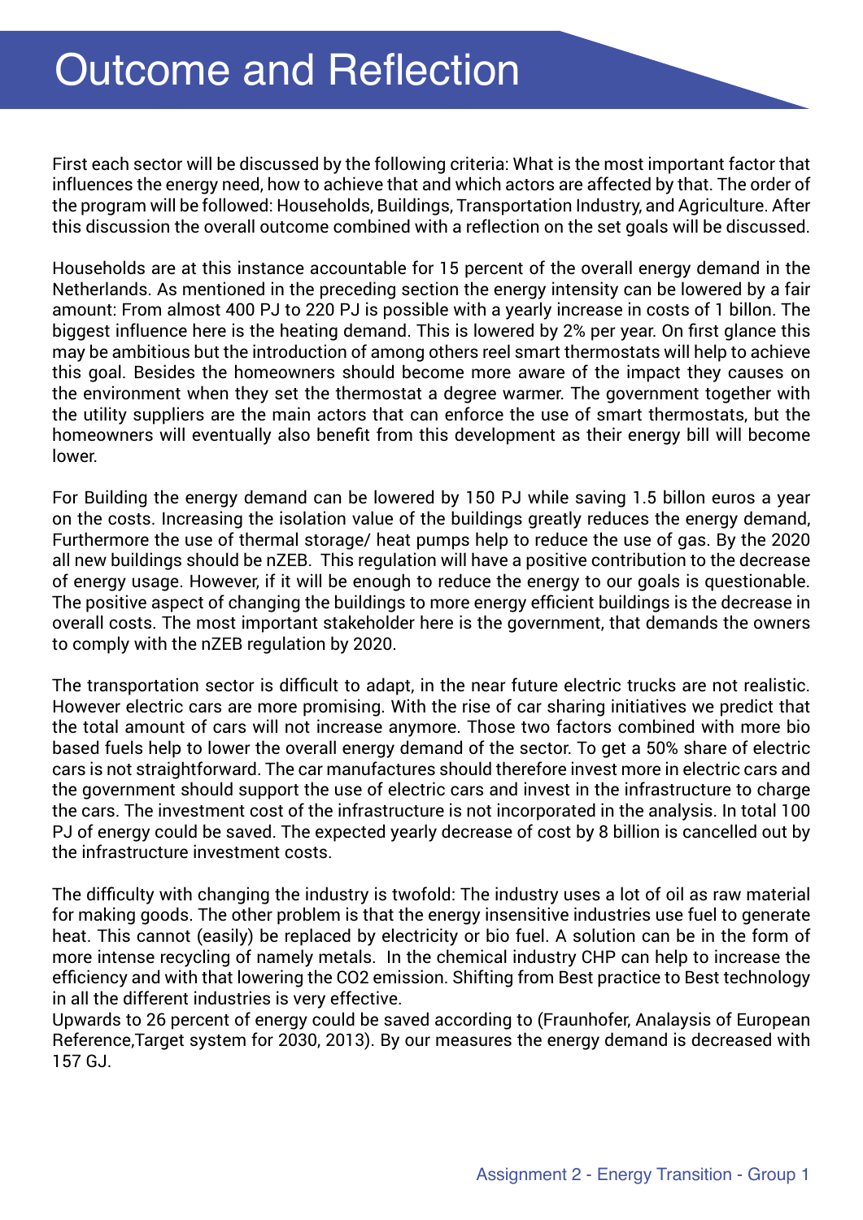# Outcome and Reflection

First each sector will be discussed by the following criteria: What is the most important factor that influences the energy need, how to achieve that and which actors are affected by that. The order of the program will be followed: Households, Buildings, Transportation Industry, and Agriculture. After this discussion the overall outcome combined with a reflection on the set goals will be discussed.

Households are at this instance accountable for 15 percent of the overall energy demand in the Netherlands. As mentioned in the preceding section the energy intensity can be lowered by a fair amount: From almost 400 PJ to 220 PJ is possible with a yearly increase in costs of 1 billon. The biggest influence here is the heating demand. This is lowered by 2% per year. On first glance this may be ambitious but the introduction of among others reel smart thermostats will help to achieve this goal. Besides the homeowners should become more aware of the impact they causes on the environment when they set the thermostat a degree warmer. The government together with the utility suppliers are the main actors that can enforce the use of smart thermostats, but the homeowners will eventually also benefit from this development as their energy bill will become lower.

For Building the energy demand can be lowered by 150 PJ while saving 1.5 billon euros a year on the costs. Increasing the isolation value of the buildings greatly reduces the energy demand, Furthermore the use of thermal storage/ heat pumps help to reduce the use of gas. By the 2020 all new buildings should be nZEB. This regulation will have a positive contribution to the decrease of energy usage. However, if it will be enough to reduce the energy to our goals is questionable. The positive aspect of changing the buildings to more energy efficient buildings is the decrease in overall costs. The most important stakeholder here is the government, that demands the owners to comply with the nZEB regulation by 2020.

The transportation sector is difficult to adapt, in the near future electric trucks are not realistic. However electric cars are more promising. With the rise of car sharing initiatives we predict that the total amount of cars will not increase anymore. Those two factors combined with more bio based fuels help to lower the overall energy demand of the sector. To get a 50% share of electric cars is not straightforward. The car manufactures should therefore invest more in electric cars and the government should support the use of electric cars and invest in the infrastructure to charge the cars. The investment cost of the infrastructure is not incorporated in the analysis. In total 100 PJ of energy could be saved. The expected yearly decrease of cost by 8 billion is cancelled out by the infrastructure investment costs.

The difficulty with changing the industry is twofold: The industry uses a lot of oil as raw material for making goods. The other problem is that the energy insensitive industries use fuel to generate heat. This cannot (easily) be replaced by electricity or bio fuel. A solution can be in the form of more intense recycling of namely metals. In the chemical industry CHP can help to increase the efficiency and with that lowering the $CO_2$ emission. Shifting from Best practice to Best technology in all the different industries is very effective.
Upwards to 26 percent of energy could be saved according to (Fraunhofer, Analaysis of European Reference,Target system for 2030, 2013). By our measures the energy demand is decreased with 157 GJ.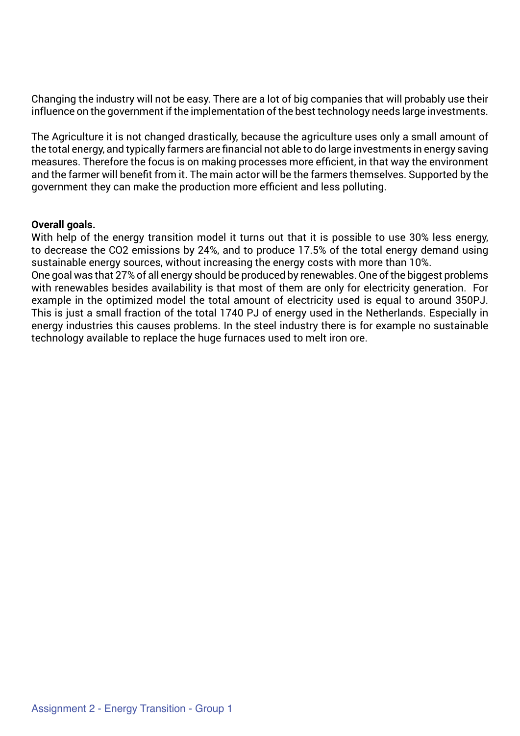Changing the industry will not be easy. There are a lot of big companies that will probably use their influence on the government if the implementation of the best technology needs large investments.

The Agriculture it is not changed drastically, because the agriculture uses only a small amount of the total energy, and typically farmers are financial not able to do large investments in energy saving measures. Therefore the focus is on making processes more efficient, in that way the environment and the farmer will benefit from it. The main actor will be the farmers themselves. Supported by the government they can make the production more efficient and less polluting.

**Overall goals.**

With help of the energy transition model it turns out that it is possible to use 30% less energy, to decrease the $CO_2$ emissions by 24%, and to produce 17.5% of the total energy demand using sustainable energy sources, without increasing the energy costs with more than 10%.

One goal was that 27% of all energy should be produced by renewables. One of the biggest problems with renewables besides availability is that most of them are only for electricity generation. For example in the optimized model the total amount of electricity used is equal to around 350PJ. This is just a small fraction of the total 1740 PJ of energy used in the Netherlands. Especially in energy industries this causes problems. In the steel industry there is for example no sustainable technology available to replace the huge furnaces used to melt iron ore.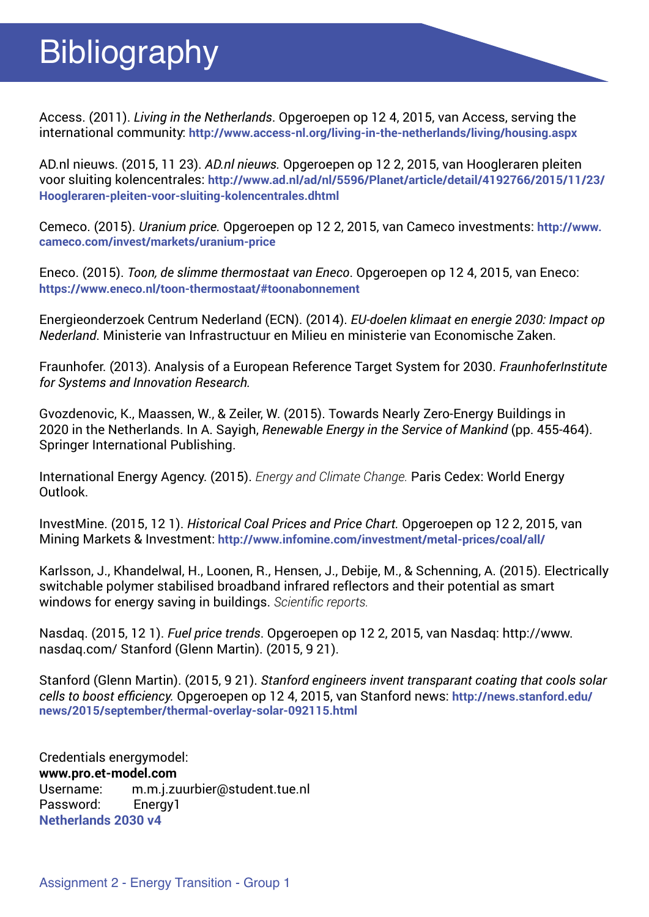# Bibliography

Access. (2011). *Living in the Netherlands*. Opgeroepen op 12 4, 2015, van Access, serving the international community: **http://www.access-nl.org/living-in-the-netherlands/living/housing.aspx**

AD.nl nieuws. (2015, 11 23). *AD.nl nieuws.* Opgeroepen op 12 2, 2015, van Hoogleraren pleiten voor sluiting kolencentrales: **http://www.ad.nl/ad/nl/5596/Planet/article/detail/4192766/2015/11/23/Hoogleraren-pleiten-voor-sluiting-kolencentrales.dhtml**

Cemeco. (2015). *Uranium price.* Opgeroepen op 12 2, 2015, van Cameco investments: **http://www.cameco.com/invest/markets/uranium-price**

Eneco. (2015). *Toon, de slimme thermostaat van Eneco*. Opgeroepen op 12 4, 2015, van Eneco: **https://www.eneco.nl/toon-thermostaat/#toonabonnement**

Energieonderzoek Centrum Nederland (ECN). (2014). *EU-doelen klimaat en energie 2030: Impact op Nederland*. Ministerie van Infrastructuur en Milieu en ministerie van Economische Zaken.

Fraunhofer. (2013). Analysis of a European Reference Target System for 2030. *FraunhoferInstitute for Systems and Innovation Research.*

Gvozdenovic, K., Maassen, W., & Zeiler, W. (2015). Towards Nearly Zero-Energy Buildings in 2020 in the Netherlands. In A. Sayigh, *Renewable Energy in the Service of Mankind* (pp. 455-464). Springer International Publishing.

International Energy Agency. (2015). *Energy and Climate Change.* Paris Cedex: World Energy Outlook.

InvestMine. (2015, 12 1). *Historical Coal Prices and Price Chart.* Opgeroepen op 12 2, 2015, van Mining Markets & Investment: **http://www.infomine.com/investment/metal-prices/coal/all/**

Karlsson, J., Khandelwal, H., Loonen, R., Hensen, J., Debije, M., & Schenning, A. (2015). Electrically switchable polymer stabilised broadband infrared reflectors and their potential as smart windows for energy saving in buildings. *Scientific reports.*

Nasdaq. (2015, 12 1). *Fuel price trends*. Opgeroepen op 12 2, 2015, van Nasdaq: http://www.nasdaq.com/ Stanford (Glenn Martin). (2015, 9 21).

Stanford (Glenn Martin). (2015, 9 21). *Stanford engineers invent transparant coating that cools solar cells to boost efficiency.* Opgeroepen op 12 4, 2015, van Stanford news: **http://news.stanford.edu/news/2015/september/thermal-overlay-solar-092115.html**

Credentials energymodel:
**www.pro.et-model.com**
Username: m.m.j.zuurbier@student.tue.nl
Password: Energy1
**Netherlands 2030 v4**